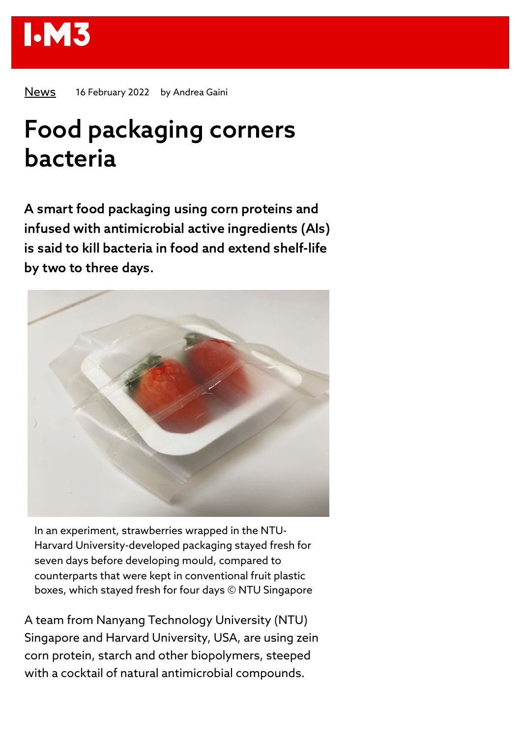IOM3

News 16 February 2022 by Andrea Gaini

# Food packaging corners bacteria

**A smart food packaging using corn proteins and infused with antimicrobial active ingredients (AIs) is said to kill bacteria in food and extend shelf-life by two to three days.**

In an experiment, strawberries wrapped in the NTU-Harvard University-developed packaging stayed fresh for seven days before developing mould, compared to counterparts that were kept in conventional fruit plastic boxes, which stayed fresh for four days © NTU Singapore

A team from Nanyang Technology University (NTU) Singapore and Harvard University, USA, are using zein corn protein, starch and other biopolymers, steeped with a cocktail of natural antimicrobial compounds.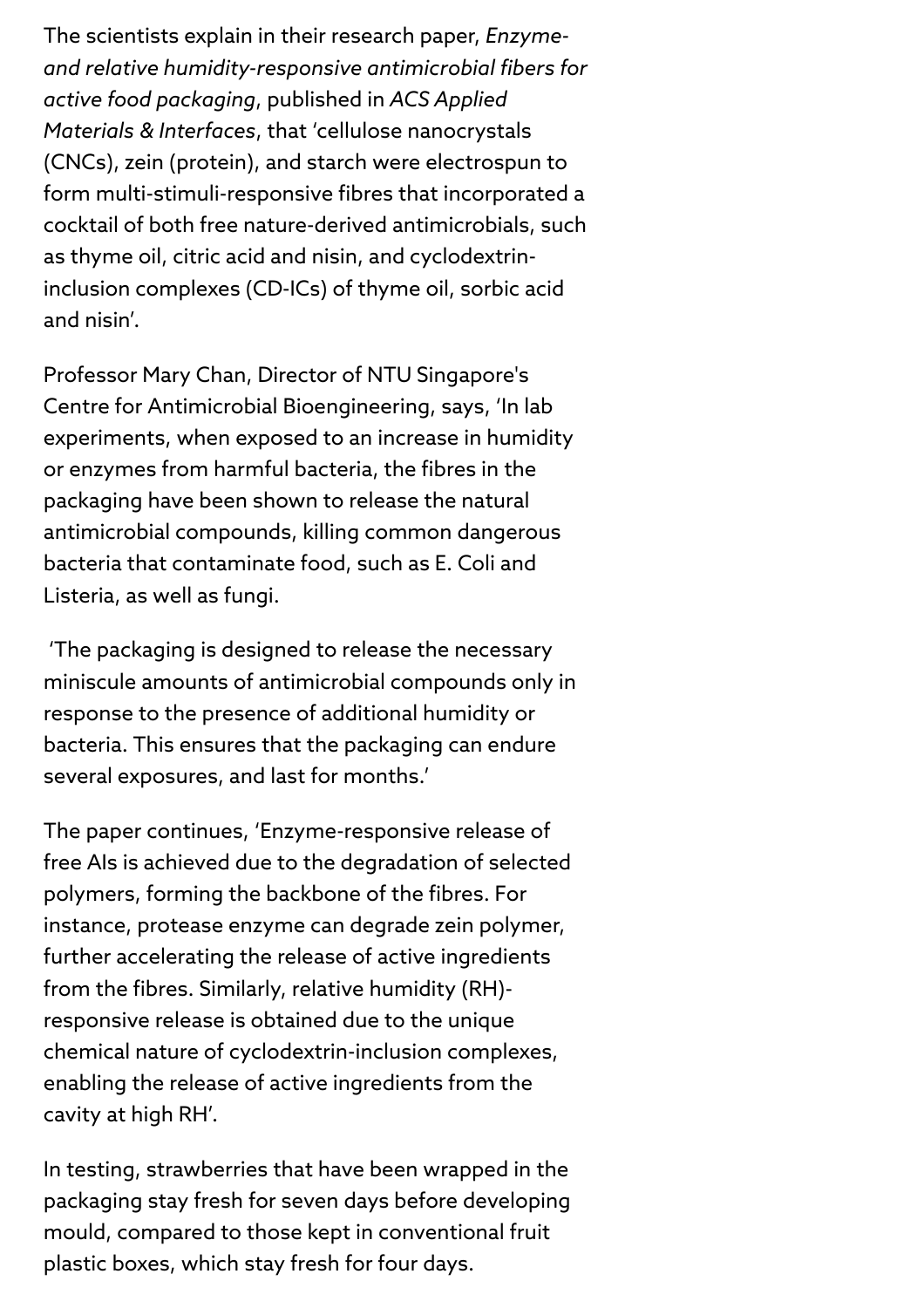The scientists explain in their research paper, *Enzyme- and relative humidity-responsive antimicrobial fibers for active food packaging*, published in *ACS Applied Materials & Interfaces*, that 'cellulose nanocrystals (CNCs), zein (protein), and starch were electrospun to form multi-stimuli-responsive fibres that incorporated a cocktail of both free nature-derived antimicrobials, such as thyme oil, citric acid and nisin, and cyclodextrin-inclusion complexes (CD-ICs) of thyme oil, sorbic acid and nisin'.

Professor Mary Chan, Director of NTU Singapore's Centre for Antimicrobial Bioengineering, says, 'In lab experiments, when exposed to an increase in humidity or enzymes from harmful bacteria, the fibres in the packaging have been shown to release the natural antimicrobial compounds, killing common dangerous bacteria that contaminate food, such as E. Coli and Listeria, as well as fungi.

'The packaging is designed to release the necessary miniscule amounts of antimicrobial compounds only in response to the presence of additional humidity or bacteria. This ensures that the packaging can endure several exposures, and last for months.'

The paper continues, 'Enzyme-responsive release of free AIs is achieved due to the degradation of selected polymers, forming the backbone of the fibres. For instance, protease enzyme can degrade zein polymer, further accelerating the release of active ingredients from the fibres. Similarly, relative humidity (RH)-responsive release is obtained due to the unique chemical nature of cyclodextrin-inclusion complexes, enabling the release of active ingredients from the cavity at high RH'.

In testing, strawberries that have been wrapped in the packaging stay fresh for seven days before developing mould, compared to those kept in conventional fruit plastic boxes, which stay fresh for four days.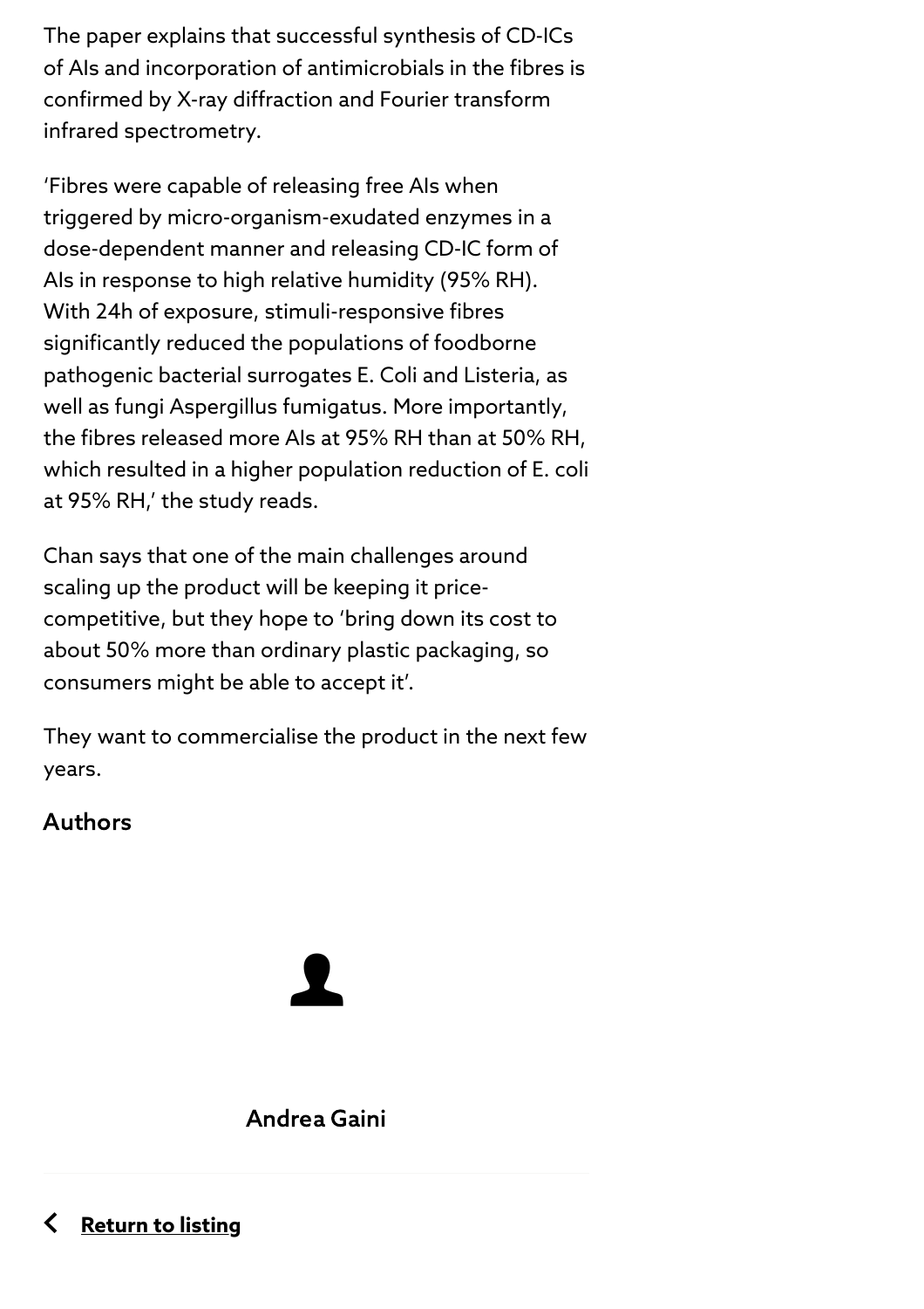The paper explains that successful synthesis of CD-ICs of AIs and incorporation of antimicrobials in the fibres is confirmed by X-ray diffraction and Fourier transform infrared spectrometry.

'Fibres were capable of releasing free AIs when triggered by micro-organism-exudated enzymes in a dose-dependent manner and releasing CD-IC form of AIs in response to high relative humidity (95% RH). With 24h of exposure, stimuli-responsive fibres significantly reduced the populations of foodborne pathogenic bacterial surrogates E. Coli and Listeria, as well as fungi Aspergillus fumigatus. More importantly, the fibres released more AIs at 95% RH than at 50% RH, which resulted in a higher population reduction of E. coli at 95% RH,' the study reads.

Chan says that one of the main challenges around scaling up the product will be keeping it price-competitive, but they hope to 'bring down its cost to about 50% more than ordinary plastic packaging, so consumers might be able to accept it'.

They want to commercialise the product in the next few years.

## Authors

Andrea Gaini

Return to listing